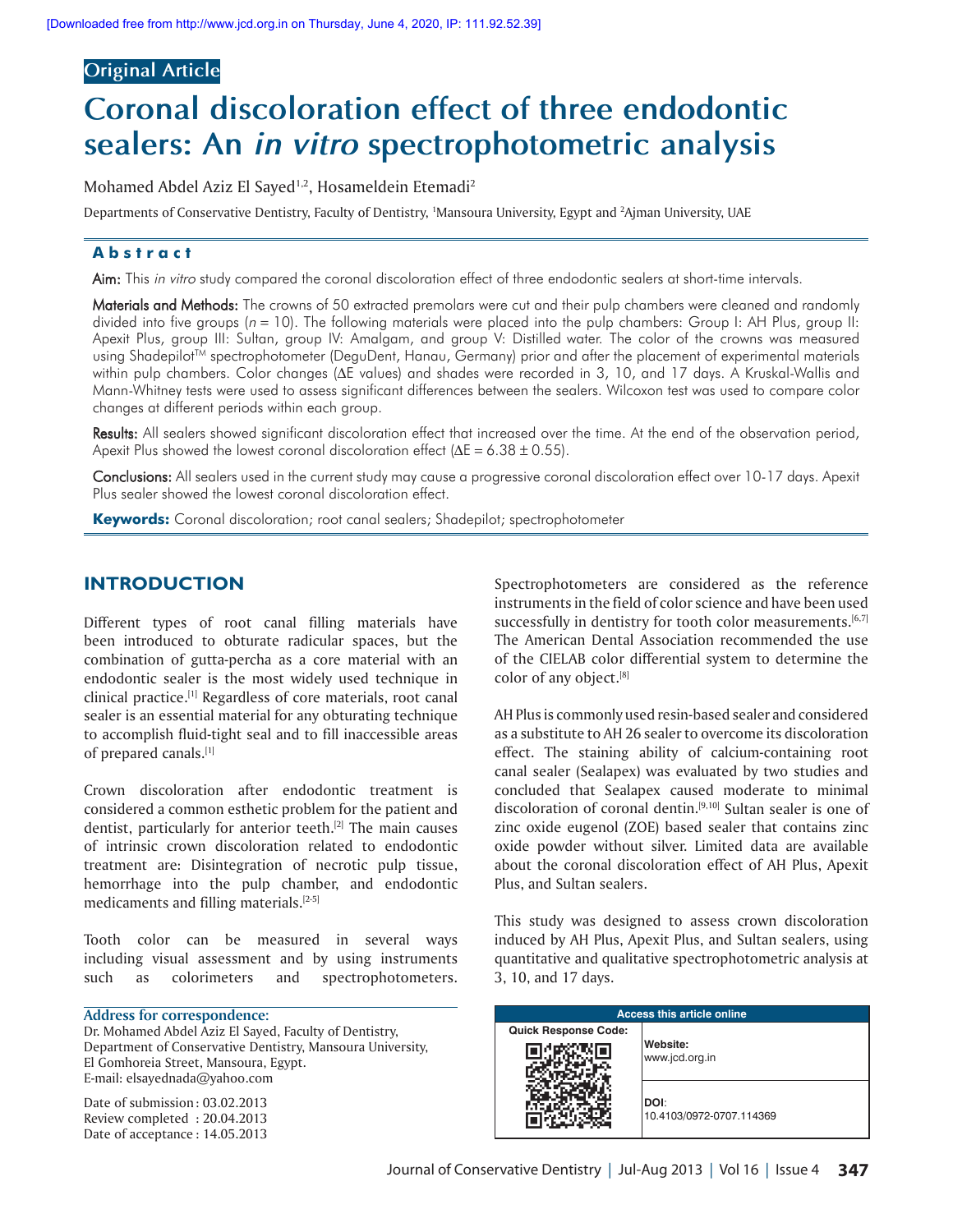Original Article

# Coronal discoloration effect of three endodontic sealers: An *in vitro* spectrophotometric analysis

Mohamed Abdel Aziz El Sayed[1,2], Hosameldein Etemadi[2]

Departments of Conservative Dentistry, Faculty of Dentistry, [1]Mansoura University, Egypt and [2]Ajman University, UAE

## Abstract

**Aim:** This *in vitro* study compared the coronal discoloration effect of three endodontic sealers at short-time intervals.

**Materials and Methods:** The crowns of 50 extracted premolars were cut and their pulp chambers were cleaned and randomly divided into five groups ($n = 10$). The following materials were placed into the pulp chambers: Group I: AH Plus, group II: Apexit Plus, group III: Sultan, group IV: Amalgam, and group V: Distilled water. The color of the crowns was measured using Shadepilot™ spectrophotometer (DeguDent, Hanau, Germany) prior and after the placement of experimental materials within pulp chambers. Color changes (ΔE values) and shades were recorded in 3, 10, and 17 days. A Kruskal-Wallis and Mann-Whitney tests were used to assess significant differences between the sealers. Wilcoxon test was used to compare color changes at different periods within each group.

**Results:** All sealers showed significant discoloration effect that increased over the time. At the end of the observation period, Apexit Plus showed the lowest coronal discoloration effect ($\Delta E = 6.38 \pm 0.55$).

**Conclusions:** All sealers used in the current study may cause a progressive coronal discoloration effect over 10-17 days. Apexit Plus sealer showed the lowest coronal discoloration effect.

**Keywords:** Coronal discoloration; root canal sealers; Shadepilot; spectrophotometer

## INTRODUCTION

Different types of root canal filling materials have been introduced to obturate radicular spaces, but the combination of gutta-percha as a core material with an endodontic sealer is the most widely used technique in clinical practice.[1] Regardless of core materials, root canal sealer is an essential material for any obturating technique to accomplish fluid-tight seal and to fill inaccessible areas of prepared canals.[1]

Crown discoloration after endodontic treatment is considered a common esthetic problem for the patient and dentist, particularly for anterior teeth.[2] The main causes of intrinsic crown discoloration related to endodontic treatment are: Disintegration of necrotic pulp tissue, hemorrhage into the pulp chamber, and endodontic medicaments and filling materials.[2-5]

Tooth color can be measured in several ways including visual assessment and by using instruments such as colorimeters and spectrophotometers. Spectrophotometers are considered as the reference instruments in the field of color science and have been used successfully in dentistry for tooth color measurements.[6,7] The American Dental Association recommended the use of the CIELAB color differential system to determine the color of any object.[8]

AH Plus is commonly used resin-based sealer and considered as a substitute to AH 26 sealer to overcome its discoloration effect. The staining ability of calcium-containing root canal sealer (Sealapex) was evaluated by two studies and concluded that Sealapex caused moderate to minimal discoloration of coronal dentin.[9,10] Sultan sealer is one of zinc oxide eugenol (ZOE) based sealer that contains zinc oxide powder without silver. Limited data are available about the coronal discoloration effect of AH Plus, Apexit Plus, and Sultan sealers.

This study was designed to assess crown discoloration induced by AH Plus, Apexit Plus, and Sultan sealers, using quantitative and qualitative spectrophotometric analysis at 3, 10, and 17 days.

**Address for correspondence:**
Dr. Mohamed Abdel Aziz El Sayed, Faculty of Dentistry, Department of Conservative Dentistry, Mansoura University, El Gomhoreia Street, Mansoura, Egypt.
E-mail: elsayednada@yahoo.com

Date of submission : 03.02.2013
Review completed : 20.04.2013
Date of acceptance : 14.05.2013

| Access this article online | |
|---|---|
| Quick Response Code: | Website: www.jcd.org.in |
| | DOI: 10.4103/0972-0707.114369 |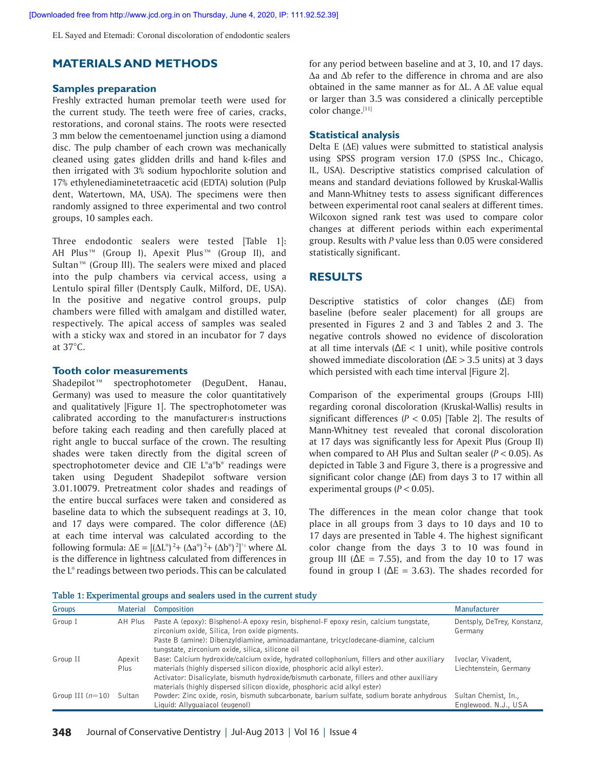## MATERIALS AND METHODS

### Samples preparation

Freshly extracted human premolar teeth were used for the current study. The teeth were free of caries, cracks, restorations, and coronal stains. The roots were resected 3 mm below the cementoenamel junction using a diamond disc. The pulp chamber of each crown was mechanically cleaned using gates glidden drills and hand k-files and then irrigated with 3% sodium hypochlorite solution and 17% ethylenediaminetetraacetic acid (EDTA) solution (Pulp dent, Watertown, MA, USA). The specimens were then randomly assigned to three experimental and two control groups, 10 samples each.

Three endodontic sealers were tested [Table 1]: AH Plus™ (Group I), Apexit Plus™ (Group II), and Sultan™ (Group III). The sealers were mixed and placed into the pulp chambers via cervical access, using a Lentulo spiral filler (Dentsply Caulk, Milford, DE, USA). In the positive and negative control groups, pulp chambers were filled with amalgam and distilled water, respectively. The apical access of samples was sealed with a sticky wax and stored in an incubator for 7 days at 37°C.

### Tooth color measurements

Shadepilot™ spectrophotometer (DeguDent, Hanau, Germany) was used to measure the color quantitatively and qualitatively [Figure 1]. The spectrophotometer was calibrated according to the manufacturer›s instructions before taking each reading and then carefully placed at right angle to buccal surface of the crown. The resulting shades were taken directly from the digital screen of spectrophotometer device and CIE $L^*a^*b^*$ readings were taken using Degudent Shadepilot software version 3.01.10079. Pretreatment color shades and readings of the entire buccal surfaces were taken and considered as baseline data to which the subsequent readings at 3, 10, and 17 days were compared. The color difference (ΔE) at each time interval was calculated according to the following formula: $\Delta E = [(\Delta L^*)^2 + (\Delta a^*)^2 + (\Delta b^*)^2]^{1/2}$ where ΔL is the difference in lightness calculated from differences in the $L^*$ readings between two periods. This can be calculated for any period between baseline and at 3, 10, and 17 days. Δa and Δb refer to the difference in chroma and are also obtained in the same manner as for ΔL. A ΔE value equal or larger than 3.5 was considered a clinically perceptible color change.[11]

### Statistical analysis

Delta E (ΔE) values were submitted to statistical analysis using SPSS program version 17.0 (SPSS Inc., Chicago, IL, USA). Descriptive statistics comprised calculation of means and standard deviations followed by Kruskal-Wallis and Mann-Whitney tests to assess significant differences between experimental root canal sealers at different times. Wilcoxon signed rank test was used to compare color changes at different periods within each experimental group. Results with *P* value less than 0.05 were considered statistically significant.

## RESULTS

Descriptive statistics of color changes (ΔE) from baseline (before sealer placement) for all groups are presented in Figures 2 and 3 and Tables 2 and 3. The negative controls showed no evidence of discoloration at all time intervals (ΔE < 1 unit), while positive controls showed immediate discoloration (ΔE > 3.5 units) at 3 days which persisted with each time interval [Figure 2].

Comparison of the experimental groups (Groups I-III) regarding coronal discoloration (Kruskal-Wallis) results in significant differences ($P < 0.05$) [Table 2]. The results of Mann-Whitney test revealed that coronal discoloration at 17 days was significantly less for Apexit Plus (Group II) when compared to AH Plus and Sultan sealer ($P < 0.05$). As depicted in Table 3 and Figure 3, there is a progressive and significant color change (ΔE) from days 3 to 17 within all experimental groups ($P < 0.05$).

The differences in the mean color change that took place in all groups from 3 days to 10 days and 10 to 17 days are presented in Table 4. The highest significant color change from the days 3 to 10 was found in group III (ΔE = 7.55), and from the day 10 to 17 was found in group I (ΔE = 3.63). The shades recorded for

**Table 1: Experimental groups and sealers used in the current study**

| Groups | Material | Composition | Manufacturer |
|---|---|---|---|
| Group I | AH Plus | Paste A (epoxy): Bisphenol-A epoxy resin, bisphenol-F epoxy resin, calcium tungstate, zirconium oxide, Silica, Iron oxide pigments. Paste B (amine): Dibenzyldiamine, aminoadamantane, tricyclodecane-diamine, calcium tungstate, zirconium oxide, silica, silicone oil | Dentsply, DeTrey, Konstanz, Germany |
| Group II | Apexit Plus | Base: Calcium hydroxide/calcium oxide, hydrated collophonium, fillers and other auxiliary materials (highly dispersed silicon dioxide, phosphoric acid alkyl ester). Activator: Disalicylate, bismuth hydroxide/bismuth carbonate, fillers and other auxiliary materials (highly dispersed silicon dioxide, phosphoric acid alkyl ester) | Ivoclar, Vivadent, Liechtenstein, Germany |
| Group III ($n$=10) | Sultan | Powder: Zinc oxide, rosin, bismuth subcarbonate, barium sulfate, sodium borate anhydrous Liquid: Allyguaiacol (eugenol) | Sultan Chemist, In., Englewood. N.J., USA |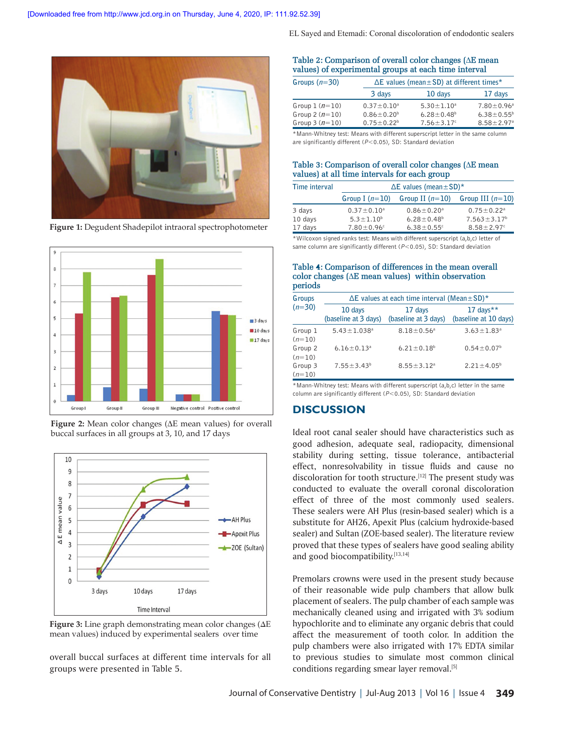Figure 1: Degudent Shadepilot intraoral spectrophotometer

9
8
7
6
5
4
3
2
1
0

Group I
Group II
Group III
Negative control
Positive control

3 days
10 days
17 days

Figure 2: Mean color changes (ΔE mean values) for overall buccal surfaces in all groups at 3, 10, and 17 days

10
9
8
7
6
5
4
3
2
1
0

Δ E mean value

3 days
10 days
17 days

Time Interval

AH Plus
Apexit Plus
ZOE (Sultan)

Figure 3: Line graph demonstrating mean color changes (ΔE mean values) induced by experimental sealers over time

overall buccal surfaces at different time intervals for all groups were presented in Table 5.

**Table 2: Comparison of overall color changes (ΔE mean values) of experimental groups at each time interval**

| Groups ($n$=30) | ΔE values (mean±SD) at different times* | | |
|---|---|---|---|
| | 3 days | 10 days | 17 days |
| Group 1 ($n$=10) | 0.37±0.10[a] | 5.30±1.10[a] | 7.80±0.96[a] |
| Group 2 ($n$=10) | 0.86±0.20[b] | 6.28±0.48[b] | 6.38±0.55[b] |
| Group 3 ($n$=10) | 0.75±0.22[b] | 7.56±3.17[c] | 8.58±2.97[a] |

*Mann-Whitney test: Means with different superscript letter in the same column are significantly different ($P$<0.05), SD: Standard deviation

**Table 3: Comparison of overall color changes (ΔE mean values) at all time intervals for each group**

| Time interval | ΔE values (mean±SD)* | | |
|---|---|---|---|
| | Group I ($n$=10) | Group II ($n$=10) | Group III ($n$=10) |
| 3 days | 0.37±0.10[a] | 0.86±0.20[a] | 0.75±0.22[a] |
| 10 days | 5.3±1.10[b] | 6.28±0.48[b] | 7.563±3.17[b] |
| 17 days | 7.80±0.96[c] | 6.38±0.55[c] | 8.58±2.97[c] |

*Wilcoxon signed ranks test: Means with different superscript (a,b,c) letter of same column are significantly different ($P$<0.05), SD: Standard deviation

**Table 4: Comparison of differences in the mean overall color changes (ΔE mean values) within observation periods**

| Groups ($n$=30) | ΔE values at each time interval (Mean±SD)* | | |
|---|---|---|---|
| | 10 days (baseline at 3 days) | 17 days (baseline at 3 days) | 17 days** (baseline at 10 days) |
| Group 1 ($n$=10) | 5.43±1.038[a] | 8.18±0.56[a] | 3.63±1.83[a] |
| Group 2 ($n$=10) | 6.16±0.13[a] | 6.21±0.18[b] | 0.54±0.07[b] |
| Group 3 ($n$=10) | 7.55±3.43[b] | 8.55±3.12[a] | 2.21±4.05[b] |

*Mann-Whitney test: Means with different superscript (a,b,c) letter in the same column are significantly different ($P$<0.05), SD: Standard deviation

## DISCUSSION

Ideal root canal sealer should have characteristics such as good adhesion, adequate seal, radiopacity, dimensional stability during setting, tissue tolerance, antibacterial effect, nonresolvability in tissue fluids and cause no discoloration for tooth structure.[12] The present study was conducted to evaluate the overall coronal discoloration effect of three of the most commonly used sealers. These sealers were AH Plus (resin-based sealer) which is a substitute for AH26, Apexit Plus (calcium hydroxide-based sealer) and Sultan (ZOE-based sealer). The literature review proved that these types of sealers have good sealing ability and good biocompatibility.[13,14]

Premolars crowns were used in the present study because of their reasonable wide pulp chambers that allow bulk placement of sealers. The pulp chamber of each sample was mechanically cleaned using and irrigated with 3% sodium hypochlorite and to eliminate any organic debris that could affect the measurement of tooth color. In addition the pulp chambers were also irrigated with 17% EDTA similar to previous studies to simulate most common clinical conditions regarding smear layer removal.[5]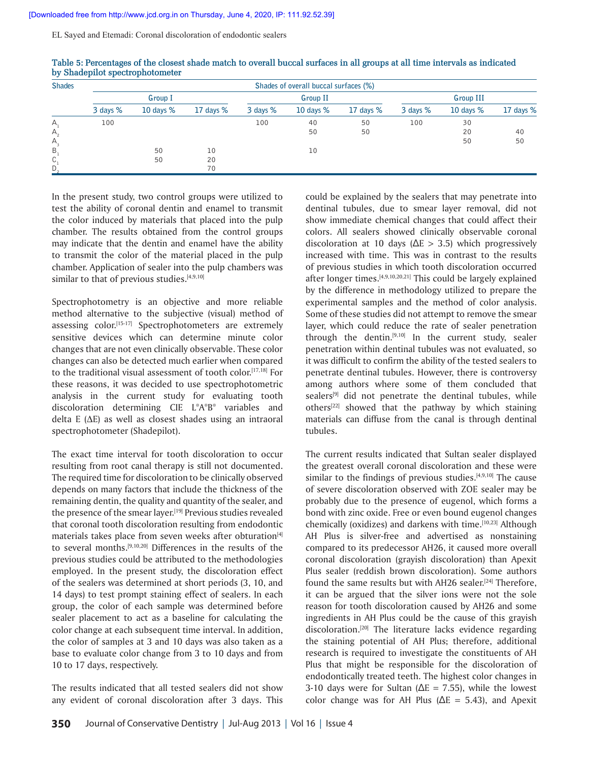**Table 5: Percentages of the closest shade match to overall buccal surfaces in all groups at all time intervals as indicated by Shadepilot spectrophotometer**

| Shades | Shades of overall buccal surfaces (%) | | | | | | | | |
|---|---|---|---|---|---|---|---|---|---|
| | Group I | | | Group II | | | Group III | | |
| | 3 days % | 10 days % | 17 days % | 3 days % | 10 days % | 17 days % | 3 days % | 10 days % | 17 days % |
| $A_1$ | 100 | | | 100 | 40 | 50 | 100 | 30 | |
| $A_2$ | | | | | 50 | 50 | | 20 | 40 |
| $A_3$ | | | | | | | | 50 | 50 |
| $B_1$ | | 50 | 10 | | 10 | | | | |
| $C_1$ | | 50 | 20 | | | | | | |
| $D_2$ | | | 70 | | | | | | |

In the present study, two control groups were utilized to test the ability of coronal dentin and enamel to transmit the color induced by materials that placed into the pulp chamber. The results obtained from the control groups may indicate that the dentin and enamel have the ability to transmit the color of the material placed in the pulp chamber. Application of sealer into the pulp chambers was similar to that of previous studies.[4,9,10]

Spectrophotometry is an objective and more reliable method alternative to the subjective (visual) method of assessing color.[15-17] Spectrophotometers are extremely sensitive devices which can determine minute color changes that are not even clinically observable. These color changes can also be detected much earlier when compared to the traditional visual assessment of tooth color.[17,18] For these reasons, it was decided to use spectrophotometric analysis in the current study for evaluating tooth discoloration determining CIE L*A*B* variables and delta E (ΔE) as well as closest shades using an intraoral spectrophotometer (Shadepilot).

The exact time interval for tooth discoloration to occur resulting from root canal therapy is still not documented. The required time for discoloration to be clinically observed depends on many factors that include the thickness of the remaining dentin, the quality and quantity of the sealer, and the presence of the smear layer.[19] Previous studies revealed that coronal tooth discoloration resulting from endodontic materials takes place from seven weeks after obturation[4] to several months.[9,10,20] Differences in the results of the previous studies could be attributed to the methodologies employed. In the present study, the discoloration effect of the sealers was determined at short periods (3, 10, and 14 days) to test prompt staining effect of sealers. In each group, the color of each sample was determined before sealer placement to act as a baseline for calculating the color change at each subsequent time interval. In addition, the color of samples at 3 and 10 days was also taken as a base to evaluate color change from 3 to 10 days and from 10 to 17 days, respectively.

The results indicated that all tested sealers did not show any evident of coronal discoloration after 3 days. This could be explained by the sealers that may penetrate into dentinal tubules, due to smear layer removal, did not show immediate chemical changes that could affect their colors. All sealers showed clinically observable coronal discoloration at 10 days ($\Delta E > 3.5$) which progressively increased with time. This was in contrast to the results of previous studies in which tooth discoloration occurred after longer times.[4,9,10,20,21] This could be largely explained by the difference in methodology utilized to prepare the experimental samples and the method of color analysis. Some of these studies did not attempt to remove the smear layer, which could reduce the rate of sealer penetration through the dentin.[9,10] In the current study, sealer penetration within dentinal tubules was not evaluated, so it was difficult to confirm the ability of the tested sealers to penetrate dentinal tubules. However, there is controversy among authors where some of them concluded that sealers[9] did not penetrate the dentinal tubules, while others[22] showed that the pathway by which staining materials can diffuse from the canal is through dentinal tubules.

The current results indicated that Sultan sealer displayed the greatest overall coronal discoloration and these were similar to the findings of previous studies.[4,9,10] The cause of severe discoloration observed with ZOE sealer may be probably due to the presence of eugenol, which forms a bond with zinc oxide. Free or even bound eugenol changes chemically (oxidizes) and darkens with time.[10,23] Although AH Plus is silver-free and advertised as nonstaining compared to its predecessor AH26, it caused more overall coronal discoloration (grayish discoloration) than Apexit Plus sealer (reddish brown discoloration). Some authors found the same results but with AH26 sealer.[24] Therefore, it can be argued that the silver ions were not the sole reason for tooth discoloration caused by AH26 and some ingredients in AH Plus could be the cause of this grayish discoloration.[20] The literature lacks evidence regarding the staining potential of AH Plus; therefore, additional research is required to investigate the constituents of AH Plus that might be responsible for the discoloration of endodontically treated teeth. The highest color changes in 3-10 days were for Sultan ($\Delta E = 7.55$), while the lowest color change was for AH Plus ($\Delta E = 5.43$), and Apexit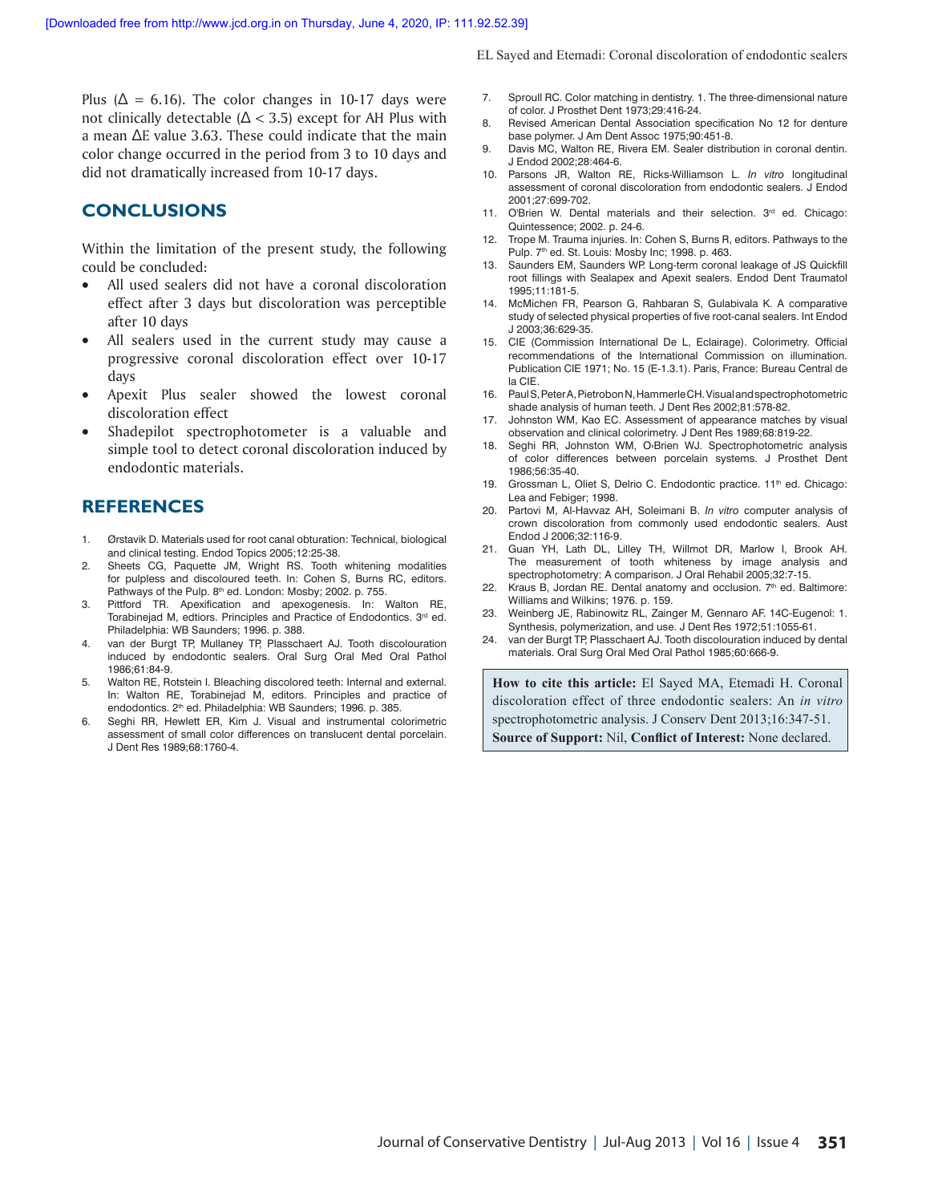Plus ($\Delta$ = 6.16). The color changes in 10-17 days were not clinically detectable ($\Delta$ < 3.5) except for AH Plus with a mean $\Delta E$ value 3.63. These could indicate that the main color change occurred in the period from 3 to 10 days and did not dramatically increased from 10-17 days.

## CONCLUSIONS

Within the limitation of the present study, the following could be concluded:

- All used sealers did not have a coronal discoloration effect after 3 days but discoloration was perceptible after 10 days
- All sealers used in the current study may cause a progressive coronal discoloration effect over 10-17 days
- Apexit Plus sealer showed the lowest coronal discoloration effect
- Shadepilot spectrophotometer is a valuable and simple tool to detect coronal discoloration induced by endodontic materials.

## REFERENCES

1. Ørstavik D. Materials used for root canal obturation: Technical, biological and clinical testing. Endod Topics 2005;12:25-38.
2. Sheets CG, Paquette JM, Wright RS. Tooth whitening modalities for pulpless and discoloured teeth. In: Cohen S, Burns RC, editors. Pathways of the Pulp. 8th ed. London: Mosby; 2002. p. 755.
3. Pittford TR. Apexification and apexogenesis. In: Walton RE, Torabinejad M, edtiors. Principles and Practice of Endodontics. 3rd ed. Philadelphia: WB Saunders; 1996. p. 388.
4. van der Burgt TP, Mullaney TP, Plasschaert AJ. Tooth discolouration induced by endodontic sealers. Oral Surg Oral Med Oral Pathol 1986;61:84-9.
5. Walton RE, Rotstein I. Bleaching discolored teeth: Internal and external. In: Walton RE, Torabinejad M, editors. Principles and practice of endodontics. 2th ed. Philadelphia: WB Saunders; 1996. p. 385.
6. Seghi RR, Hewlett ER, Kim J. Visual and instrumental colorimetric assessment of small color differences on translucent dental porcelain. J Dent Res 1989;68:1760-4.
7. Sproull RC. Color matching in dentistry. 1. The three-dimensional nature of color. J Prosthet Dent 1973;29:416-24.
8. Revised American Dental Association specification No 12 for denture base polymer. J Am Dent Assoc 1975;90:451-8.
9. Davis MC, Walton RE, Rivera EM. Sealer distribution in coronal dentin. J Endod 2002;28:464-6.
10. Parsons JR, Walton RE, Ricks-Williamson L. *In vitro* longitudinal assessment of coronal discoloration from endodontic sealers. J Endod 2001;27:699-702.
11. O'Brien W. Dental materials and their selection. 3rd ed. Chicago: Quintessence; 2002. p. 24-6.
12. Trope M. Trauma injuries. In: Cohen S, Burns R, editors. Pathways to the Pulp. 7th ed. St. Louis: Mosby Inc; 1998. p. 463.
13. Saunders EM, Saunders WP. Long-term coronal leakage of JS Quickfill root fillings with Sealapex and Apexit sealers. Endod Dent Traumatol 1995;11:181-5.
14. McMichen FR, Pearson G, Rahbaran S, Gulabivala K. A comparative study of selected physical properties of five root-canal sealers. Int Endod J 2003;36:629-35.
15. CIE (Commission International De L, Eclairage). Colorimetry. Official recommendations of the International Commission on illumination. Publication CIE 1971; No. 15 (E-1.3.1). Paris, France: Bureau Central de la CIE.
16. Paul S, Peter A, Pietrobon N, Hammerle CH. Visual and spectrophotometric shade analysis of human teeth. J Dent Res 2002;81:578-82.
17. Johnston WM, Kao EC. Assessment of appearance matches by visual observation and clinical colorimetry. J Dent Res 1989;68:819-22.
18. Seghi RR, Johnston WM, O›Brien WJ. Spectrophotometric analysis of color differences between porcelain systems. J Prosthet Dent 1986;56:35-40.
19. Grossman L, Oliet S, Delrio C. Endodontic practice. 11th ed. Chicago: Lea and Febiger; 1998.
20. Partovi M, Al-Havvaz AH, Soleimani B. *In vitro* computer analysis of crown discoloration from commonly used endodontic sealers. Aust Endod J 2006;32:116-9.
21. Guan YH, Lath DL, Lilley TH, Willmot DR, Marlow I, Brook AH. The measurement of tooth whiteness by image analysis and spectrophotometry: A comparison. J Oral Rehabil 2005;32:7-15.
22. Kraus B, Jordan RE. Dental anatomy and occlusion. 7th ed. Baltimore: Williams and Wilkins; 1976. p. 159.
23. Weinberg JE, Rabinowitz RL, Zainger M, Gennaro AF. 14C-Eugenol: 1. Synthesis, polymerization, and use. J Dent Res 1972;51:1055-61.
24. van der Burgt TP, Plasschaert AJ. Tooth discolouration induced by dental materials. Oral Surg Oral Med Oral Pathol 1985;60:666-9.

**How to cite this article:** El Sayed MA, Etemadi H. Coronal discoloration effect of three endodontic sealers: An *in vitro* spectrophotometric analysis. J Conserv Dent 2013;16:347-51.
**Source of Support:** Nil, **Conflict of Interest:** None declared.